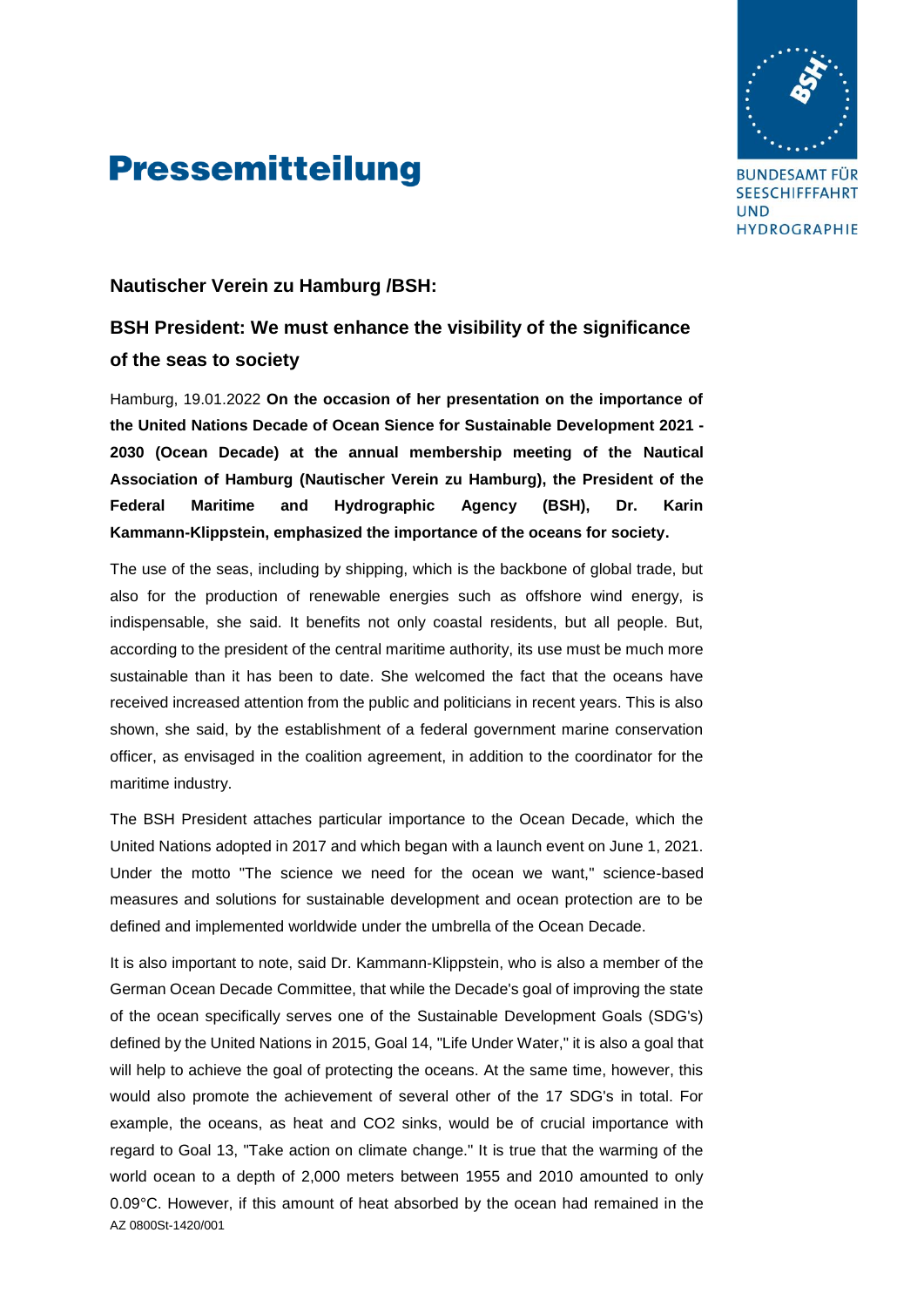# Pressemitteilung

BUNDESAMT FÜR SEESCHIFFFAHRT UND HYDROGRAPHIE

## Nautischer Verein zu Hamburg /BSH:

## BSH President: We must enhance the visibility of the significance of the seas to society

Hamburg, 19.01.2022 **On the occasion of her presentation on the importance of the United Nations Decade of Ocean Sience for Sustainable Development 2021 - 2030 (Ocean Decade) at the annual membership meeting of the Nautical Association of Hamburg (Nautischer Verein zu Hamburg), the President of the Federal Maritime and Hydrographic Agency (BSH), Dr. Karin Kammann-Klippstein, emphasized the importance of the oceans for society.**

The use of the seas, including by shipping, which is the backbone of global trade, but also for the production of renewable energies such as offshore wind energy, is indispensable, she said. It benefits not only coastal residents, but all people. But, according to the president of the central maritime authority, its use must be much more sustainable than it has been to date. She welcomed the fact that the oceans have received increased attention from the public and politicians in recent years. This is also shown, she said, by the establishment of a federal government marine conservation officer, as envisaged in the coalition agreement, in addition to the coordinator for the maritime industry.

The BSH President attaches particular importance to the Ocean Decade, which the United Nations adopted in 2017 and which began with a launch event on June 1, 2021. Under the motto "The science we need for the ocean we want," science-based measures and solutions for sustainable development and ocean protection are to be defined and implemented worldwide under the umbrella of the Ocean Decade.

It is also important to note, said Dr. Kammann-Klippstein, who is also a member of the German Ocean Decade Committee, that while the Decade's goal of improving the state of the ocean specifically serves one of the Sustainable Development Goals (SDG's) defined by the United Nations in 2015, Goal 14, "Life Under Water," it is also a goal that will help to achieve the goal of protecting the oceans. At the same time, however, this would also promote the achievement of several other of the 17 SDG's in total. For example, the oceans, as heat and $CO_2$ sinks, would be of crucial importance with regard to Goal 13, "Take action on climate change." It is true that the warming of the world ocean to a depth of 2,000 meters between 1955 and 2010 amounted to only 0.09°C. However, if this amount of heat absorbed by the ocean had remained in the

AZ 0800St-1420/001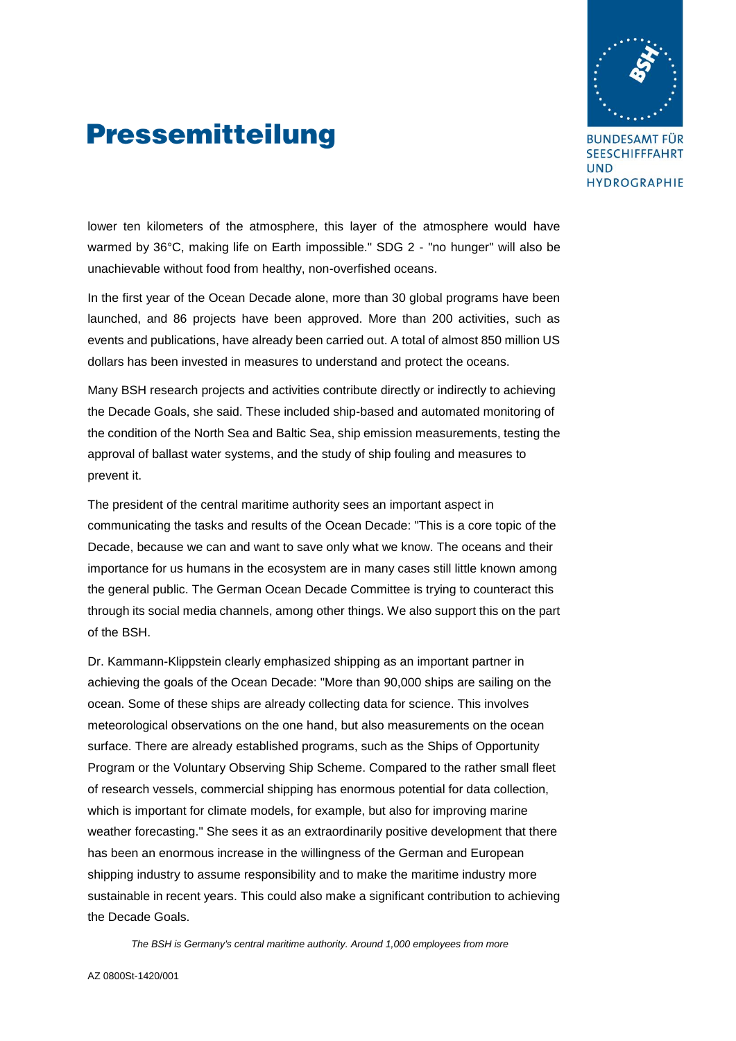lower ten kilometers of the atmosphere, this layer of the atmosphere would have warmed by 36°C, making life on Earth impossible." SDG 2 - "no hunger" will also be unachievable without food from healthy, non-overfished oceans.

In the first year of the Ocean Decade alone, more than 30 global programs have been launched, and 86 projects have been approved. More than 200 activities, such as events and publications, have already been carried out. A total of almost 850 million US dollars has been invested in measures to understand and protect the oceans.

Many BSH research projects and activities contribute directly or indirectly to achieving the Decade Goals, she said. These included ship-based and automated monitoring of the condition of the North Sea and Baltic Sea, ship emission measurements, testing the approval of ballast water systems, and the study of ship fouling and measures to prevent it.

The president of the central maritime authority sees an important aspect in communicating the tasks and results of the Ocean Decade: "This is a core topic of the Decade, because we can and want to save only what we know. The oceans and their importance for us humans in the ecosystem are in many cases still little known among the general public. The German Ocean Decade Committee is trying to counteract this through its social media channels, among other things. We also support this on the part of the BSH.

Dr. Kammann-Klippstein clearly emphasized shipping as an important partner in achieving the goals of the Ocean Decade: "More than 90,000 ships are sailing on the ocean. Some of these ships are already collecting data for science. This involves meteorological observations on the one hand, but also measurements on the ocean surface. There are already established programs, such as the Ships of Opportunity Program or the Voluntary Observing Ship Scheme. Compared to the rather small fleet of research vessels, commercial shipping has enormous potential for data collection, which is important for climate models, for example, but also for improving marine weather forecasting." She sees it as an extraordinarily positive development that there has been an enormous increase in the willingness of the German and European shipping industry to assume responsibility and to make the maritime industry more sustainable in recent years. This could also make a significant contribution to achieving the Decade Goals.

*The BSH is Germany's central maritime authority. Around 1,000 employees from more*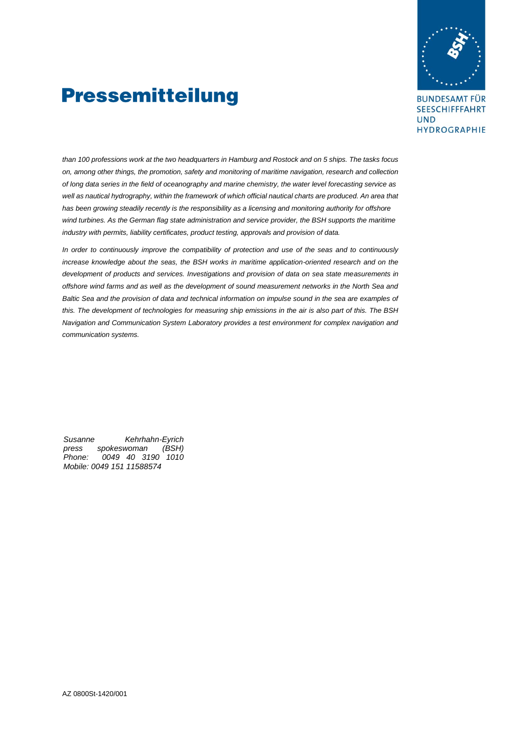*than 100 professions work at the two headquarters in Hamburg and Rostock and on 5 ships. The tasks focus on, among other things, the promotion, safety and monitoring of maritime navigation, research and collection of long data series in the field of oceanography and marine chemistry, the water level forecasting service as well as nautical hydrography, within the framework of which official nautical charts are produced. An area that has been growing steadily recently is the responsibility as a licensing and monitoring authority for offshore wind turbines. As the German flag state administration and service provider, the BSH supports the maritime industry with permits, liability certificates, product testing, approvals and provision of data.*

*In order to continuously improve the compatibility of protection and use of the seas and to continuously increase knowledge about the seas, the BSH works in maritime application-oriented research and on the development of products and services. Investigations and provision of data on sea state measurements in offshore wind farms and as well as the development of sound measurement networks in the North Sea and Baltic Sea and the provision of data and technical information on impulse sound in the sea are examples of this. The development of technologies for measuring ship emissions in the air is also part of this. The BSH Navigation and Communication System Laboratory provides a test environment for complex navigation and communication systems.*

*Susanne Kehrhahn-Eyrich*
*press spokeswoman (BSH)*
*Phone: 0049 40 3190 1010*
*Mobile: 0049 151 11588574*

AZ 0800St-1420/001